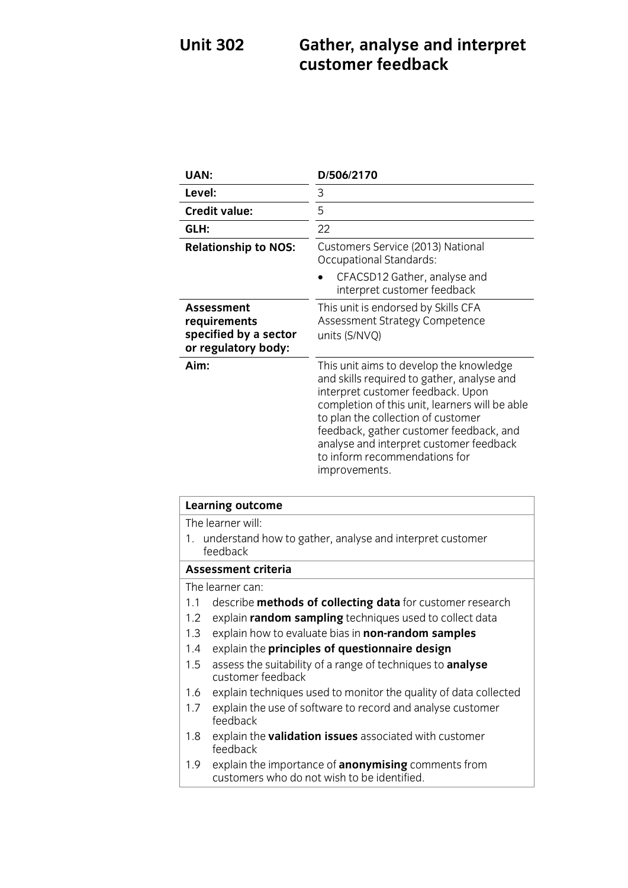# Unit 302 Gather, analyse and interpret customer feedback

| | |
|---|---|
| **UAN:** | **D/506/2170** |
| **Level:** | 3 |
| **Credit value:** | 5 |
| **GLH:** | 22 |
| **Relationship to NOS:** | Customers Service (2013) National Occupational Standards:<br>• CFACSD12 Gather, analyse and interpret customer feedback |
| **Assessment requirements specified by a sector or regulatory body:** | This unit is endorsed by Skills CFA Assessment Strategy Competence units (S/NVQ) |
| **Aim:** | This unit aims to develop the knowledge and skills required to gather, analyse and interpret customer feedback. Upon completion of this unit, learners will be able to plan the collection of customer feedback, gather customer feedback, and analyse and interpret customer feedback to inform recommendations for improvements. |

**Learning outcome**

The learner will:

1. understand how to gather, analyse and interpret customer feedback

**Assessment criteria**

The learner can:

1.1 describe **methods of collecting data** for customer research

1.2 explain **random sampling** techniques used to collect data

1.3 explain how to evaluate bias in **non-random samples**

1.4 explain the **principles of questionnaire design**

1.5 assess the suitability of a range of techniques to **analyse** customer feedback

1.6 explain techniques used to monitor the quality of data collected

1.7 explain the use of software to record and analyse customer feedback

1.8 explain the **validation issues** associated with customer feedback

1.9 explain the importance of **anonymising** comments from customers who do not wish to be identified.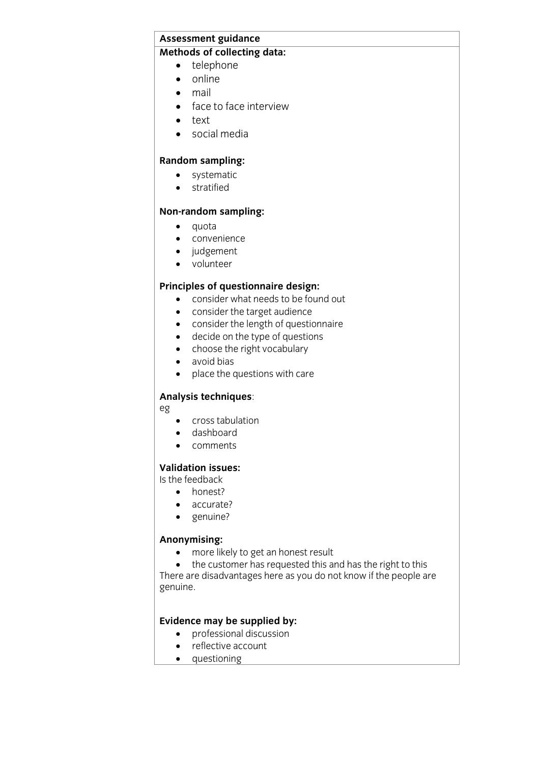**Assessment guidance**

**Methods of collecting data:**

- telephone
- online
- mail
- face to face interview
- text
- social media

**Random sampling:**

- systematic
- stratified

**Non-random sampling:**

- quota
- convenience
- judgement
- volunteer

**Principles of questionnaire design:**

- consider what needs to be found out
- consider the target audience
- consider the length of questionnaire
- decide on the type of questions
- choose the right vocabulary
- avoid bias
- place the questions with care

**Analysis techniques**:

eg

- cross tabulation
- dashboard
- comments

**Validation issues:**

Is the feedback

- honest?
- accurate?
- genuine?

**Anonymising:**

- more likely to get an honest result
- the customer has requested this and has the right to this

There are disadvantages here as you do not know if the people are genuine.

**Evidence may be supplied by:**

- professional discussion
- reflective account
- questioning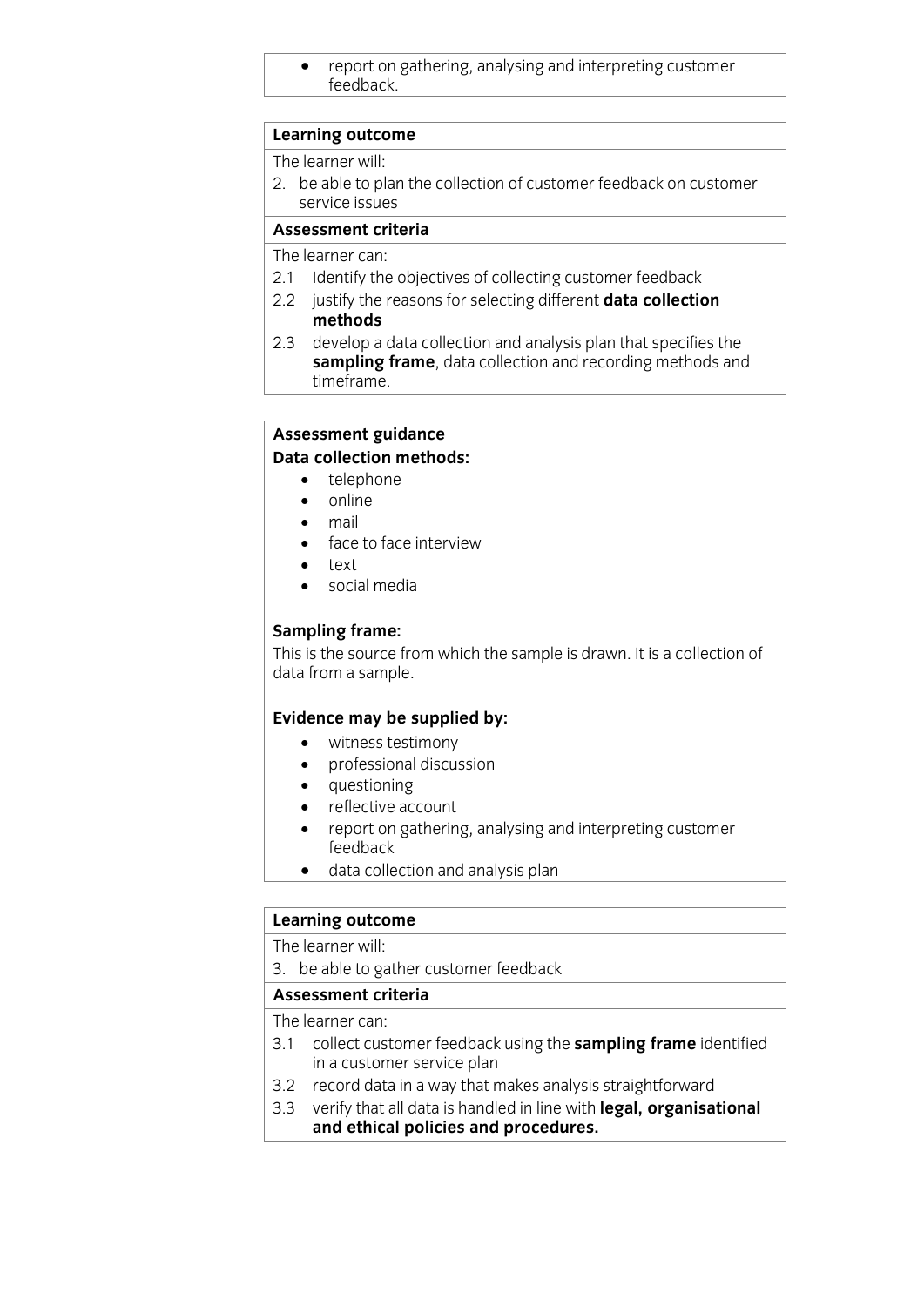- report on gathering, analysing and interpreting customer feedback.

**Learning outcome**

The learner will:

2. be able to plan the collection of customer feedback on customer service issues

**Assessment criteria**

The learner can:

2.1 Identify the objectives of collecting customer feedback

2.2 justify the reasons for selecting different **data collection methods**

2.3 develop a data collection and analysis plan that specifies the **sampling frame**, data collection and recording methods and timeframe.

**Assessment guidance**

**Data collection methods:**

- telephone
- online
- mail
- face to face interview
- text
- social media

**Sampling frame:**

This is the source from which the sample is drawn. It is a collection of data from a sample.

**Evidence may be supplied by:**

- witness testimony
- professional discussion
- questioning
- reflective account
- report on gathering, analysing and interpreting customer feedback
- data collection and analysis plan

**Learning outcome**

The learner will:

3. be able to gather customer feedback

**Assessment criteria**

The learner can:

3.1 collect customer feedback using the **sampling frame** identified in a customer service plan

3.2 record data in a way that makes analysis straightforward

3.3 verify that all data is handled in line with **legal, organisational and ethical policies and procedures.**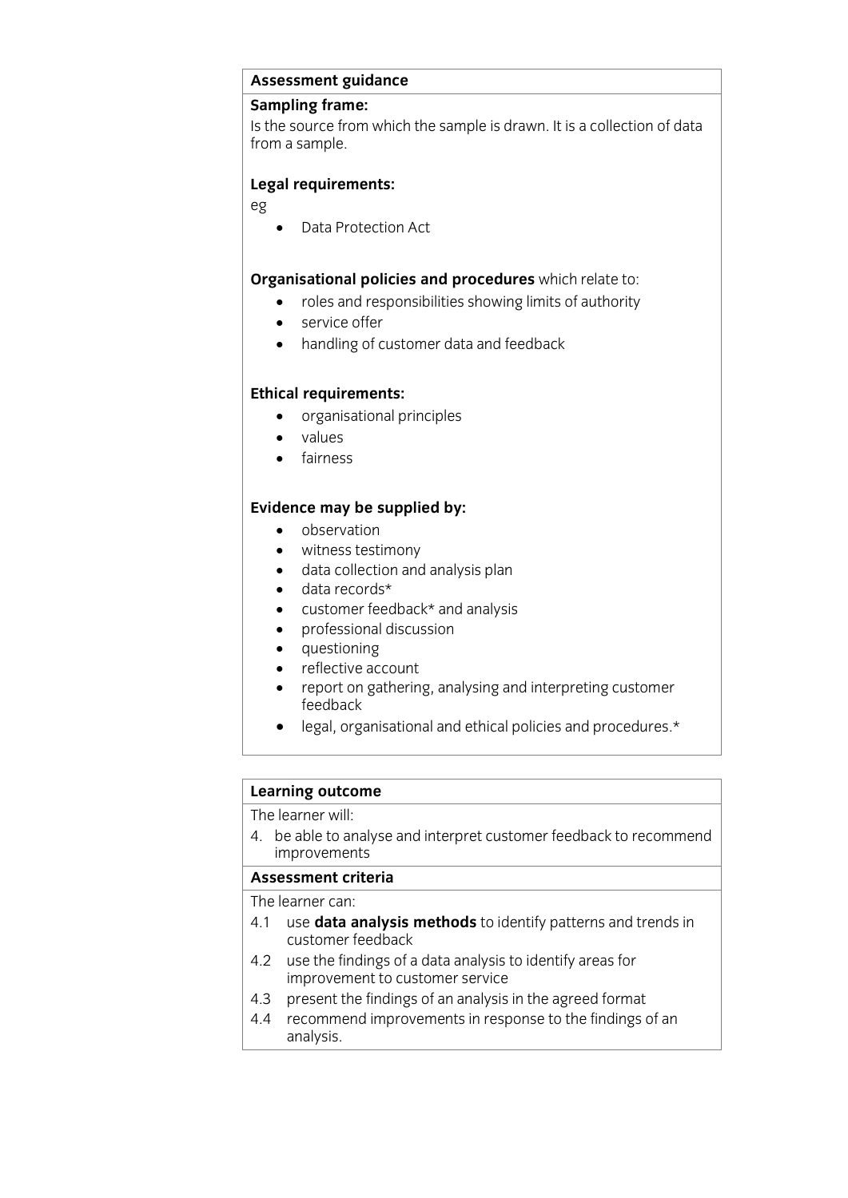**Assessment guidance**

**Sampling frame:**

Is the source from which the sample is drawn. It is a collection of data from a sample.

**Legal requirements:**

eg

- Data Protection Act

**Organisational policies and procedures** which relate to:

- roles and responsibilities showing limits of authority
- service offer
- handling of customer data and feedback

**Ethical requirements:**

- organisational principles
- values
- fairness

**Evidence may be supplied by:**

- observation
- witness testimony
- data collection and analysis plan
- data records*
- customer feedback* and analysis
- professional discussion
- questioning
- reflective account
- report on gathering, analysing and interpreting customer feedback
- legal, organisational and ethical policies and procedures.*

**Learning outcome**

The learner will:

4. be able to analyse and interpret customer feedback to recommend improvements

**Assessment criteria**

The learner can:

4.1 use **data analysis methods** to identify patterns and trends in customer feedback

4.2 use the findings of a data analysis to identify areas for improvement to customer service

4.3 present the findings of an analysis in the agreed format

4.4 recommend improvements in response to the findings of an analysis.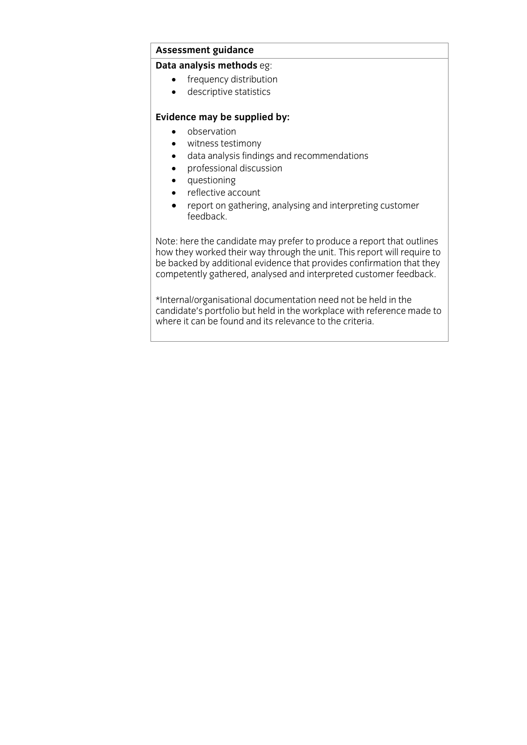**Assessment guidance**

**Data analysis methods** eg:

- frequency distribution
- descriptive statistics

**Evidence may be supplied by:**

- observation
- witness testimony
- data analysis findings and recommendations
- professional discussion
- questioning
- reflective account
- report on gathering, analysing and interpreting customer feedback.

Note: here the candidate may prefer to produce a report that outlines how they worked their way through the unit. This report will require to be backed by additional evidence that provides confirmation that they competently gathered, analysed and interpreted customer feedback.

*Internal/organisational documentation need not be held in the candidate's portfolio but held in the workplace with reference made to where it can be found and its relevance to the criteria.